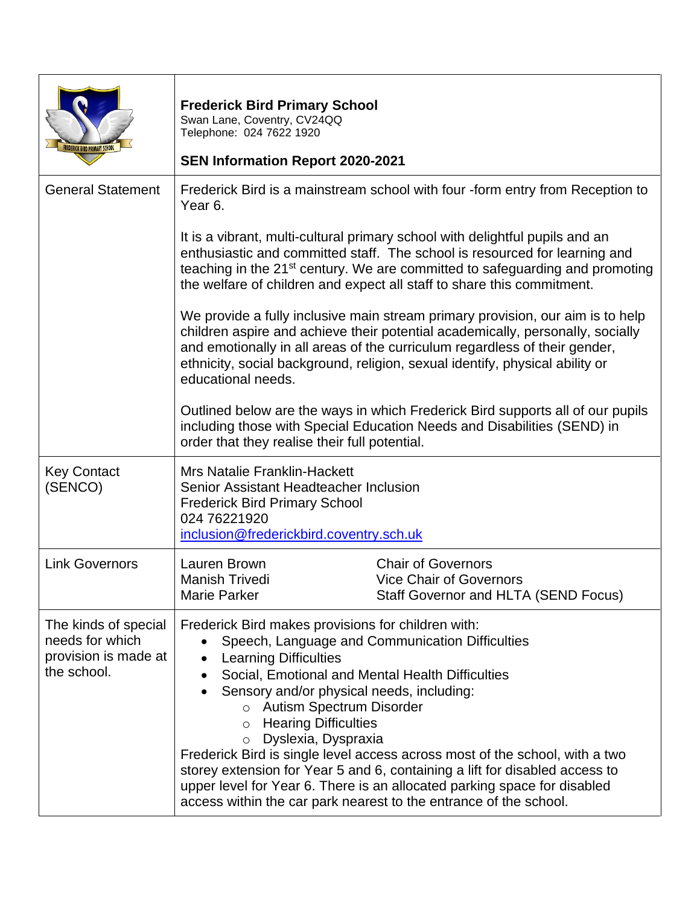| | **Frederick Bird Primary School**<br>Swan Lane, Coventry, CV24QQ<br>Telephone: 024 7622 1920<br><br>**SEN Information Report 2020-2021** |
|---|---|
| General Statement | Frederick Bird is a mainstream school with four -form entry from Reception to Year 6.<br><br>It is a vibrant, multi-cultural primary school with delightful pupils and an enthusiastic and committed staff. The school is resourced for learning and teaching in the 21st century. We are committed to safeguarding and promoting the welfare of children and expect all staff to share this commitment.<br><br>We provide a fully inclusive main stream primary provision, our aim is to help children aspire and achieve their potential academically, personally, socially and emotionally in all areas of the curriculum regardless of their gender, ethnicity, social background, religion, sexual identify, physical ability or educational needs.<br><br>Outlined below are the ways in which Frederick Bird supports all of our pupils including those with Special Education Needs and Disabilities (SEND) in order that they realise their full potential. |
| Key Contact (SENCO) | Mrs Natalie Franklin-Hackett<br>Senior Assistant Headteacher Inclusion<br>Frederick Bird Primary School<br>024 76221920<br>inclusion@frederickbird.coventry.sch.uk |
| Link Governors | Lauren Brown — Chair of Governors<br>Manish Trivedi — Vice Chair of Governors<br>Marie Parker — Staff Governor and HLTA (SEND Focus) |
| The kinds of special needs for which provision is made at the school. | Frederick Bird makes provisions for children with:<br>• Speech, Language and Communication Difficulties<br>• Learning Difficulties<br>• Social, Emotional and Mental Health Difficulties<br>• Sensory and/or physical needs, including:<br>&nbsp;&nbsp;&nbsp;&nbsp;○ Autism Spectrum Disorder<br>&nbsp;&nbsp;&nbsp;&nbsp;○ Hearing Difficulties<br>&nbsp;&nbsp;&nbsp;&nbsp;○ Dyslexia, Dyspraxia<br>Frederick Bird is single level access across most of the school, with a two storey extension for Year 5 and 6, containing a lift for disabled access to upper level for Year 6. There is an allocated parking space for disabled access within the car park nearest to the entrance of the school. |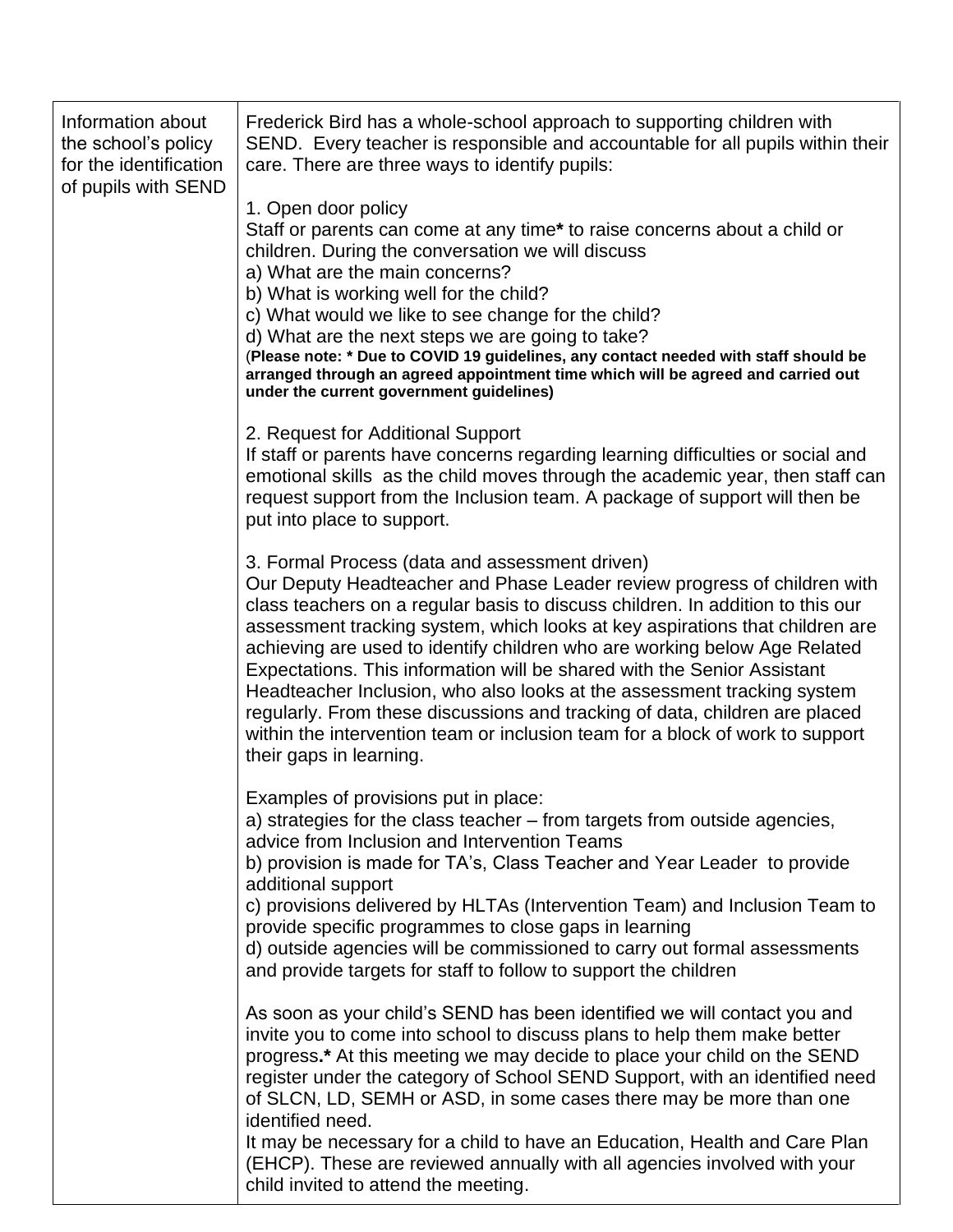| Information about the school's policy for the identification of pupils with SEND | Frederick Bird has a whole-school approach to supporting children with SEND. Every teacher is responsible and accountable for all pupils within their care. There are three ways to identify pupils:<br><br>1. Open door policy<br>Staff or parents can come at any time**\*** to raise concerns about a child or children. During the conversation we will discuss<br>a) What are the main concerns?<br>b) What is working well for the child?<br>c) What would we like to see change for the child?<br>d) What are the next steps we are going to take?<br>(**Please note: \* Due to COVID 19 guidelines, any contact needed with staff should be arranged through an agreed appointment time which will be agreed and carried out under the current government guidelines)**<br><br>2. Request for Additional Support<br>If staff or parents have concerns regarding learning difficulties or social and emotional skills as the child moves through the academic year, then staff can request support from the Inclusion team. A package of support will then be put into place to support.<br><br>3. Formal Process (data and assessment driven)<br>Our Deputy Headteacher and Phase Leader review progress of children with class teachers on a regular basis to discuss children. In addition to this our assessment tracking system, which looks at key aspirations that children are achieving are used to identify children who are working below Age Related Expectations. This information will be shared with the Senior Assistant Headteacher Inclusion, who also looks at the assessment tracking system regularly. From these discussions and tracking of data, children are placed within the intervention team or inclusion team for a block of work to support their gaps in learning.<br><br>Examples of provisions put in place:<br>a) strategies for the class teacher – from targets from outside agencies, advice from Inclusion and Intervention Teams<br>b) provision is made for TA's, Class Teacher and Year Leader to provide additional support<br>c) provisions delivered by HLTAs (Intervention Team) and Inclusion Team to provide specific programmes to close gaps in learning<br>d) outside agencies will be commissioned to carry out formal assessments and provide targets for staff to follow to support the children<br><br>As soon as your child's SEND has been identified we will contact you and invite you to come into school to discuss plans to help them make better progress**.\*** At this meeting we may decide to place your child on the SEND register under the category of School SEND Support, with an identified need of SLCN, LD, SEMH or ASD, in some cases there may be more than one identified need.<br>It may be necessary for a child to have an Education, Health and Care Plan (EHCP). These are reviewed annually with all agencies involved with your child invited to attend the meeting. |
|---|---|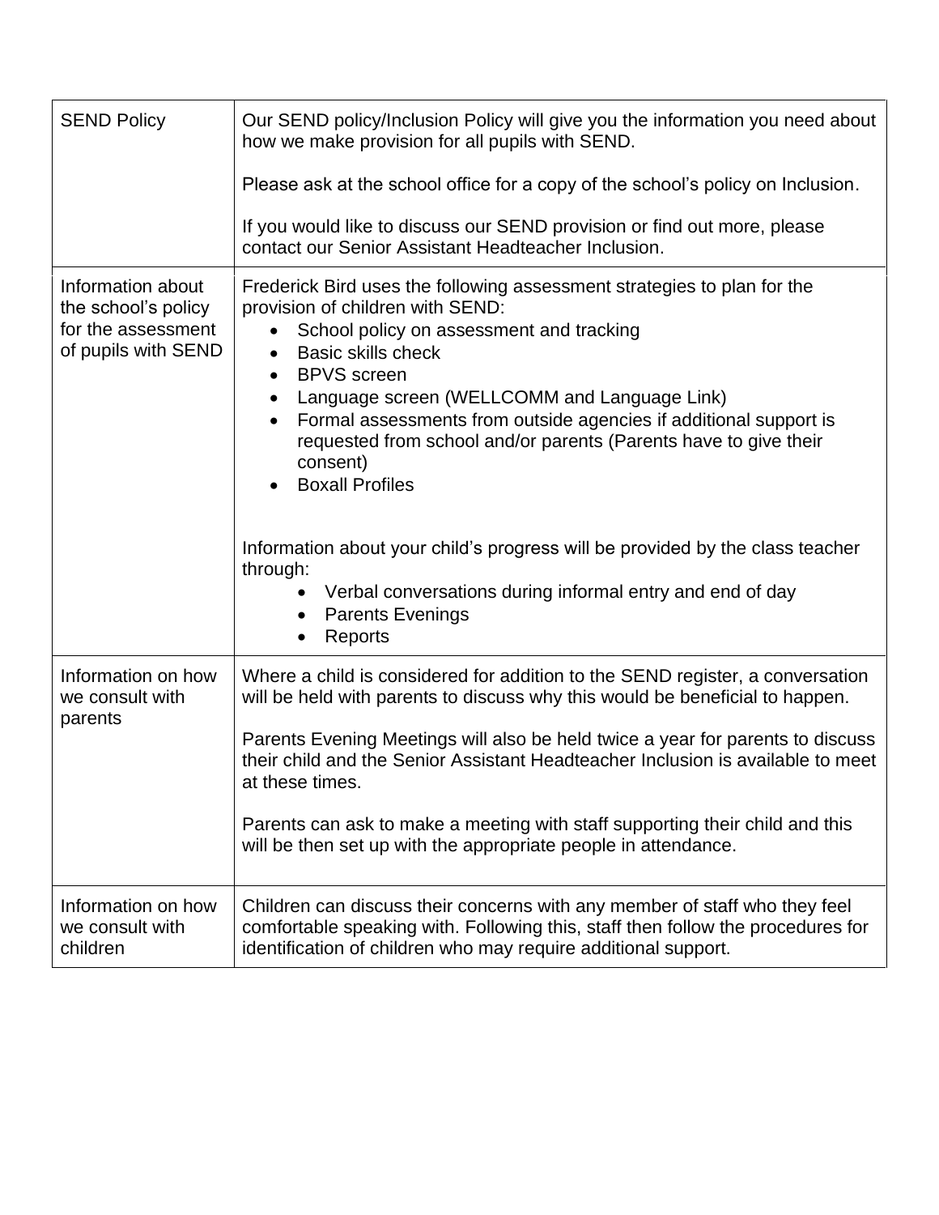| SEND Policy | Our SEND policy/Inclusion Policy will give you the information you need about how we make provision for all pupils with SEND.<br><br>Please ask at the school office for a copy of the school's policy on Inclusion.<br><br>If you would like to discuss our SEND provision or find out more, please contact our Senior Assistant Headteacher Inclusion. |
|---|---|
| Information about the school's policy for the assessment of pupils with SEND | Frederick Bird uses the following assessment strategies to plan for the provision of children with SEND:<br>• School policy on assessment and tracking<br>• Basic skills check<br>• BPVS screen<br>• Language screen (WELLCOMM and Language Link)<br>• Formal assessments from outside agencies if additional support is requested from school and/or parents (Parents have to give their consent)<br>• Boxall Profiles<br><br>Information about your child's progress will be provided by the class teacher through:<br>• Verbal conversations during informal entry and end of day<br>• Parents Evenings<br>• Reports |
| Information on how we consult with parents | Where a child is considered for addition to the SEND register, a conversation will be held with parents to discuss why this would be beneficial to happen.<br><br>Parents Evening Meetings will also be held twice a year for parents to discuss their child and the Senior Assistant Headteacher Inclusion is available to meet at these times.<br><br>Parents can ask to make a meeting with staff supporting their child and this will be then set up with the appropriate people in attendance. |
| Information on how we consult with children | Children can discuss their concerns with any member of staff who they feel comfortable speaking with. Following this, staff then follow the procedures for identification of children who may require additional support. |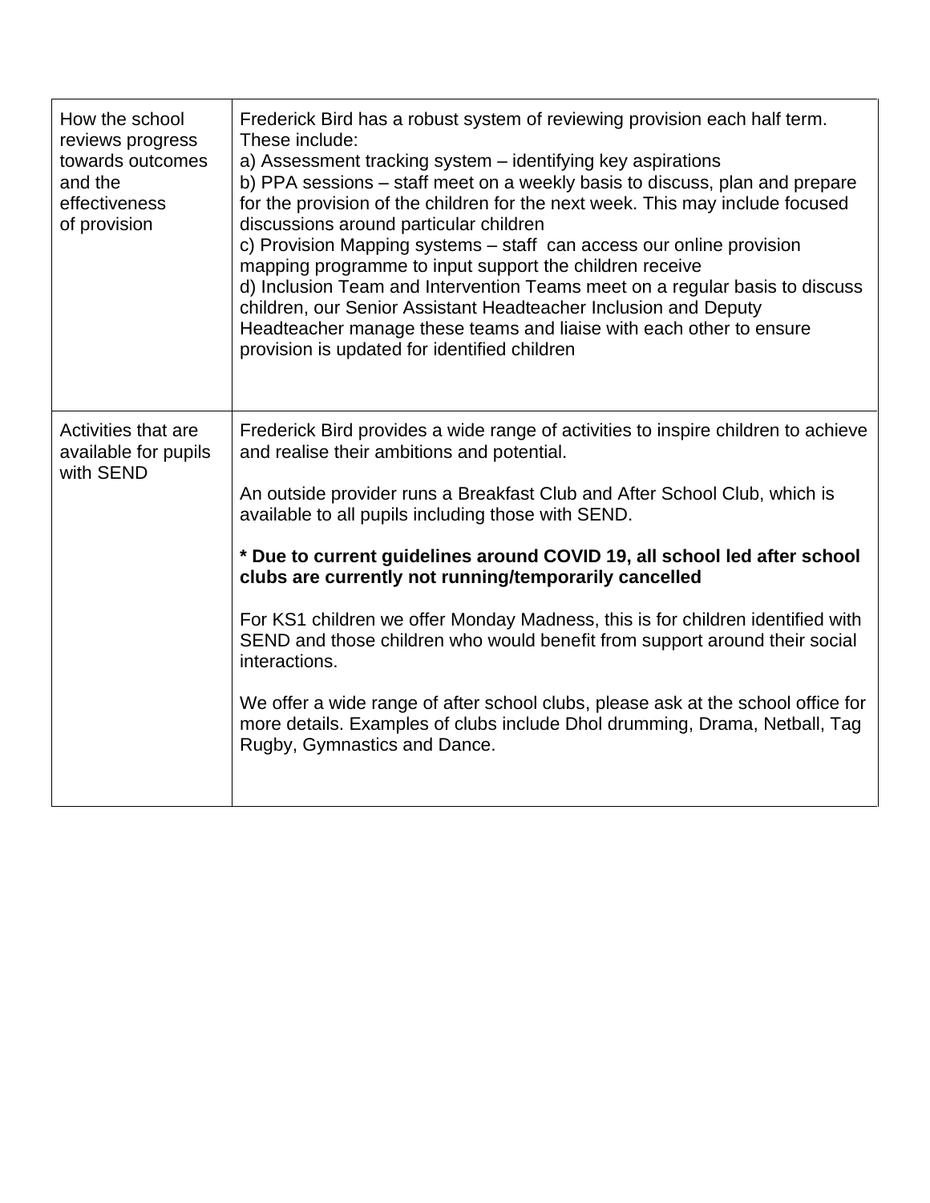| How the school reviews progress towards outcomes and the effectiveness of provision | Frederick Bird has a robust system of reviewing provision each half term. These include:<br>a) Assessment tracking system – identifying key aspirations<br>b) PPA sessions – staff meet on a weekly basis to discuss, plan and prepare for the provision of the children for the next week. This may include focused discussions around particular children<br>c) Provision Mapping systems – staff can access our online provision mapping programme to input support the children receive<br>d) Inclusion Team and Intervention Teams meet on a regular basis to discuss children, our Senior Assistant Headteacher Inclusion and Deputy Headteacher manage these teams and liaise with each other to ensure provision is updated for identified children |
|---|---|
| Activities that are available for pupils with SEND | Frederick Bird provides a wide range of activities to inspire children to achieve and realise their ambitions and potential.<br><br>An outside provider runs a Breakfast Club and After School Club, which is available to all pupils including those with SEND.<br><br>**\* Due to current guidelines around COVID 19, all school led after school clubs are currently not running/temporarily cancelled**<br><br>For KS1 children we offer Monday Madness, this is for children identified with SEND and those children who would benefit from support around their social interactions.<br><br>We offer a wide range of after school clubs, please ask at the school office for more details. Examples of clubs include Dhol drumming, Drama, Netball, Tag Rugby, Gymnastics and Dance. |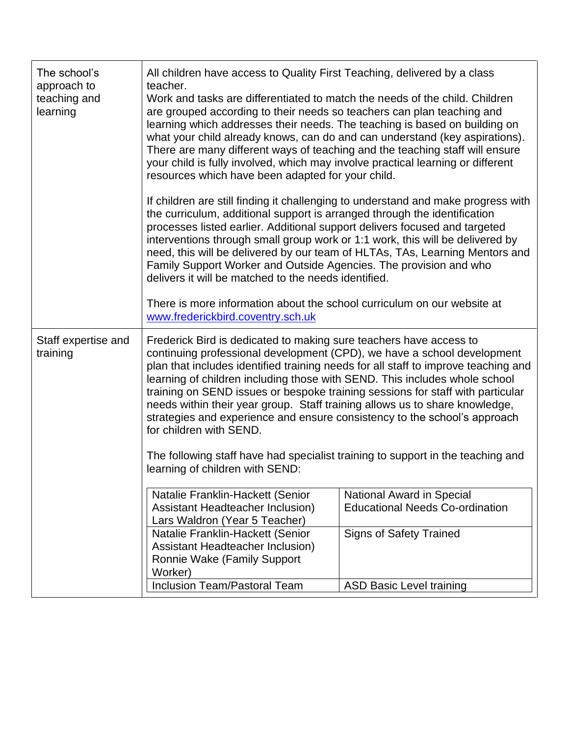| | |
|---|---|
| The school's approach to teaching and learning | All children have access to Quality First Teaching, delivered by a class teacher.<br>Work and tasks are differentiated to match the needs of the child. Children are grouped according to their needs so teachers can plan teaching and learning which addresses their needs. The teaching is based on building on what your child already knows, can do and can understand (key aspirations). There are many different ways of teaching and the teaching staff will ensure your child is fully involved, which may involve practical learning or different resources which have been adapted for your child.<br><br>If children are still finding it challenging to understand and make progress with the curriculum, additional support is arranged through the identification processes listed earlier. Additional support delivers focused and targeted interventions through small group work or 1:1 work, this will be delivered by need, this will be delivered by our team of HLTAs, TAs, Learning Mentors and Family Support Worker and Outside Agencies. The provision and who delivers it will be matched to the needs identified.<br><br>There is more information about the school curriculum on our website at [www.frederickbird.coventry.sch.uk](http://www.frederickbird.coventry.sch.uk) |
| Staff expertise and training | Frederick Bird is dedicated to making sure teachers have access to continuing professional development (CPD), we have a school development plan that includes identified training needs for all staff to improve teaching and learning of children including those with SEND. This includes whole school training on SEND issues or bespoke training sessions for staff with particular needs within their year group. Staff training allows us to share knowledge, strategies and experience and ensure consistency to the school's approach for children with SEND.<br><br>The following staff have had specialist training to support in the teaching and learning of children with SEND: |

| Staff | Training |
|---|---|
| Natalie Franklin-Hackett (Senior Assistant Headteacher Inclusion)<br>Lars Waldron (Year 5 Teacher) | National Award in Special Educational Needs Co-ordination |
| Natalie Franklin-Hackett (Senior Assistant Headteacher Inclusion)<br>Ronnie Wake (Family Support Worker) | Signs of Safety Trained |
| Inclusion Team/Pastoral Team | ASD Basic Level training |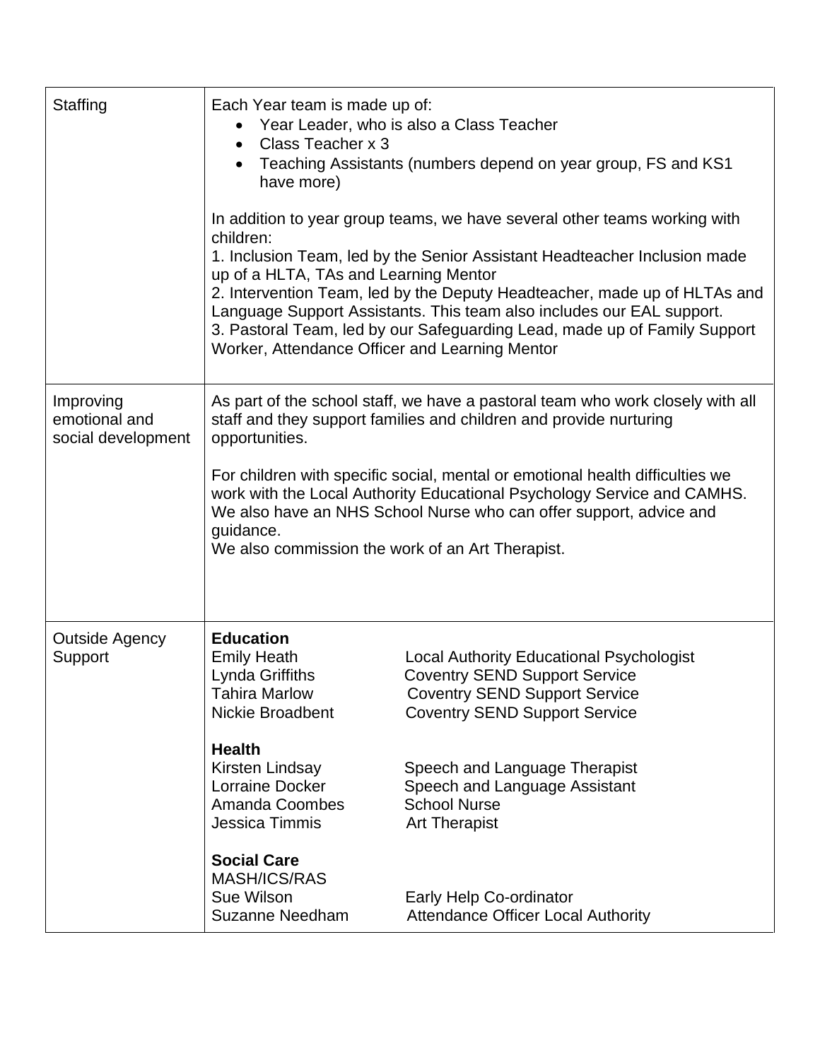| Staffing | Each Year team is made up of:<br>• Year Leader, who is also a Class Teacher<br>• Class Teacher x 3<br>• Teaching Assistants (numbers depend on year group, FS and KS1 have more)<br><br>In addition to year group teams, we have several other teams working with children:<br>1. Inclusion Team, led by the Senior Assistant Headteacher Inclusion made up of a HLTA, TAs and Learning Mentor<br>2. Intervention Team, led by the Deputy Headteacher, made up of HLTAs and Language Support Assistants. This team also includes our EAL support.<br>3. Pastoral Team, led by our Safeguarding Lead, made up of Family Support Worker, Attendance Officer and Learning Mentor |
|---|---|
| Improving emotional and social development | As part of the school staff, we have a pastoral team who work closely with all staff and they support families and children and provide nurturing opportunities.<br><br>For children with specific social, mental or emotional health difficulties we work with the Local Authority Educational Psychology Service and CAMHS. We also have an NHS School Nurse who can offer support, advice and guidance.<br>We also commission the work of an Art Therapist. |
| Outside Agency Support | **Education**<br>Emily Heath — Local Authority Educational Psychologist<br>Lynda Griffiths — Coventry SEND Support Service<br>Tahira Marlow — Coventry SEND Support Service<br>Nickie Broadbent — Coventry SEND Support Service<br><br>**Health**<br>Kirsten Lindsay — Speech and Language Therapist<br>Lorraine Docker — Speech and Language Assistant<br>Amanda Coombes — School Nurse<br>Jessica Timmis — Art Therapist<br><br>**Social Care**<br>MASH/ICS/RAS<br>Sue Wilson — Early Help Co-ordinator<br>Suzanne Needham — Attendance Officer Local Authority |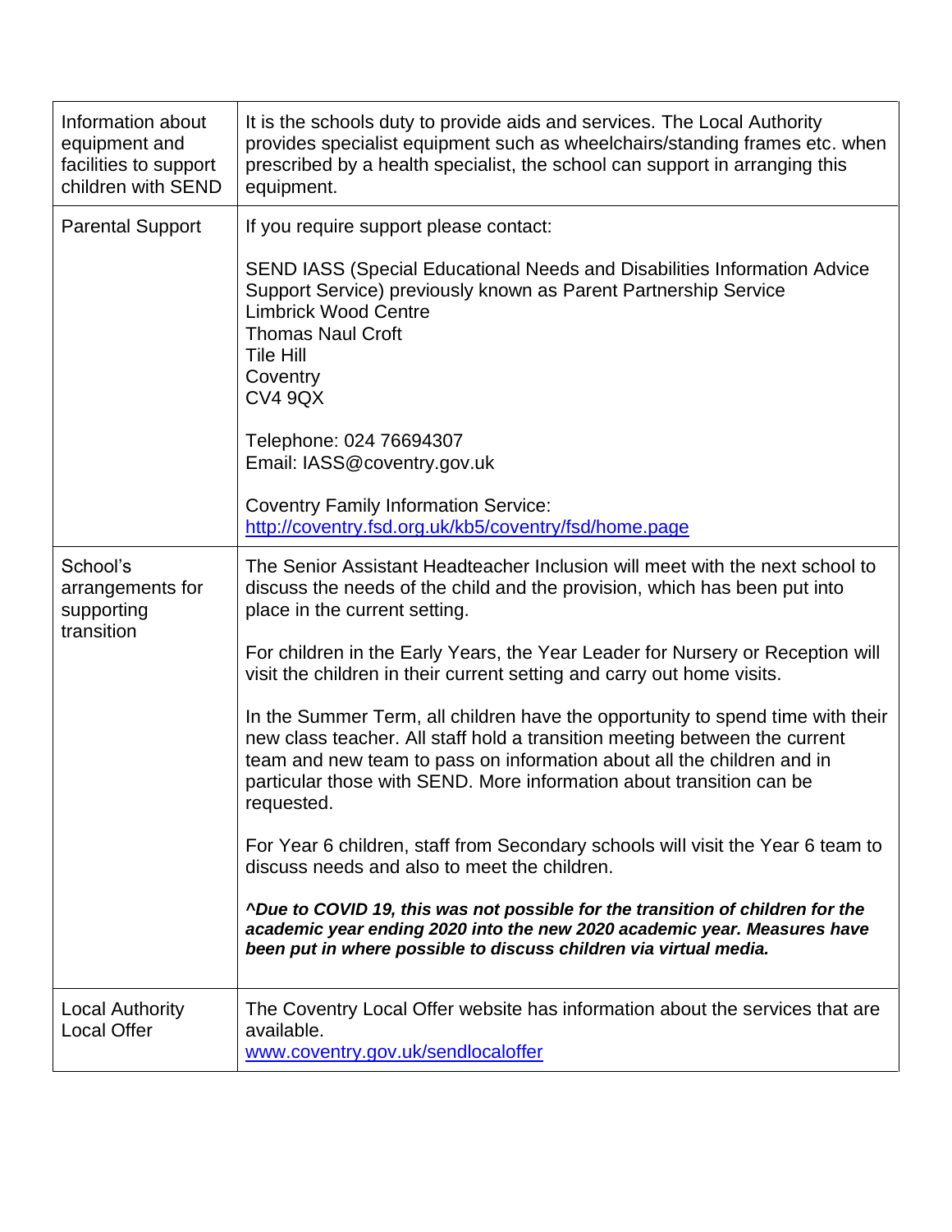| | |
|---|---|
| Information about equipment and facilities to support children with SEND | It is the schools duty to provide aids and services. The Local Authority provides specialist equipment such as wheelchairs/standing frames etc. when prescribed by a health specialist, the school can support in arranging this equipment. |
| Parental Support | If you require support please contact:<br><br>SEND IASS (Special Educational Needs and Disabilities Information Advice Support Service) previously known as Parent Partnership Service<br>Limbrick Wood Centre<br>Thomas Naul Croft<br>Tile Hill<br>Coventry<br>CV4 9QX<br><br>Telephone: 024 76694307<br>Email: IASS@coventry.gov.uk<br><br>Coventry Family Information Service:<br>[http://coventry.fsd.org.uk/kb5/coventry/fsd/home.page](http://coventry.fsd.org.uk/kb5/coventry/fsd/home.page) |
| School's arrangements for supporting transition | The Senior Assistant Headteacher Inclusion will meet with the next school to discuss the needs of the child and the provision, which has been put into place in the current setting.<br><br>For children in the Early Years, the Year Leader for Nursery or Reception will visit the children in their current setting and carry out home visits.<br><br>In the Summer Term, all children have the opportunity to spend time with their new class teacher. All staff hold a transition meeting between the current team and new team to pass on information about all the children and in particular those with SEND. More information about transition can be requested.<br><br>For Year 6 children, staff from Secondary schools will visit the Year 6 team to discuss needs and also to meet the children.<br><br>***^Due to COVID 19, this was not possible for the transition of children for the academic year ending 2020 into the new 2020 academic year. Measures have been put in where possible to discuss children via virtual media.*** |
| Local Authority Local Offer | The Coventry Local Offer website has information about the services that are available.<br>[www.coventry.gov.uk/sendlocaloffer](http://www.coventry.gov.uk/sendlocaloffer) |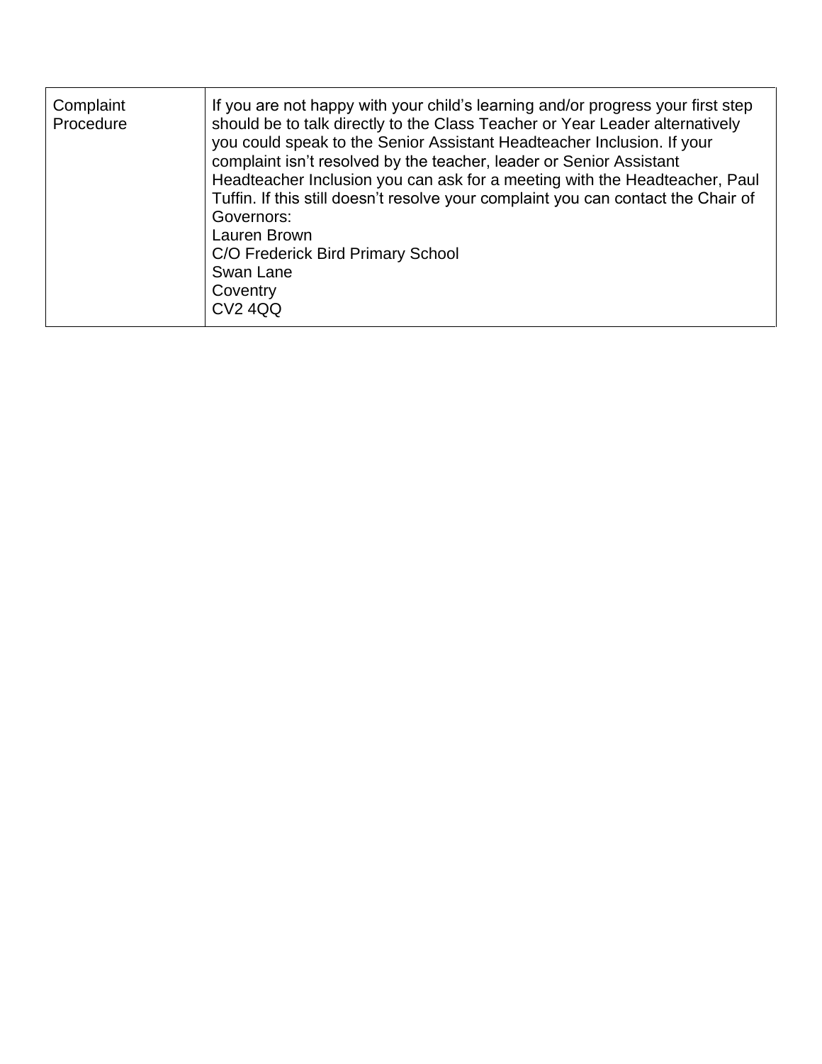| | |
|---|---|
| Complaint Procedure | If you are not happy with your child's learning and/or progress your first step should be to talk directly to the Class Teacher or Year Leader alternatively you could speak to the Senior Assistant Headteacher Inclusion. If your complaint isn't resolved by the teacher, leader or Senior Assistant Headteacher Inclusion you can ask for a meeting with the Headteacher, Paul Tuffin. If this still doesn't resolve your complaint you can contact the Chair of Governors:<br>Lauren Brown<br>C/O Frederick Bird Primary School<br>Swan Lane<br>Coventry<br>CV2 4QQ |